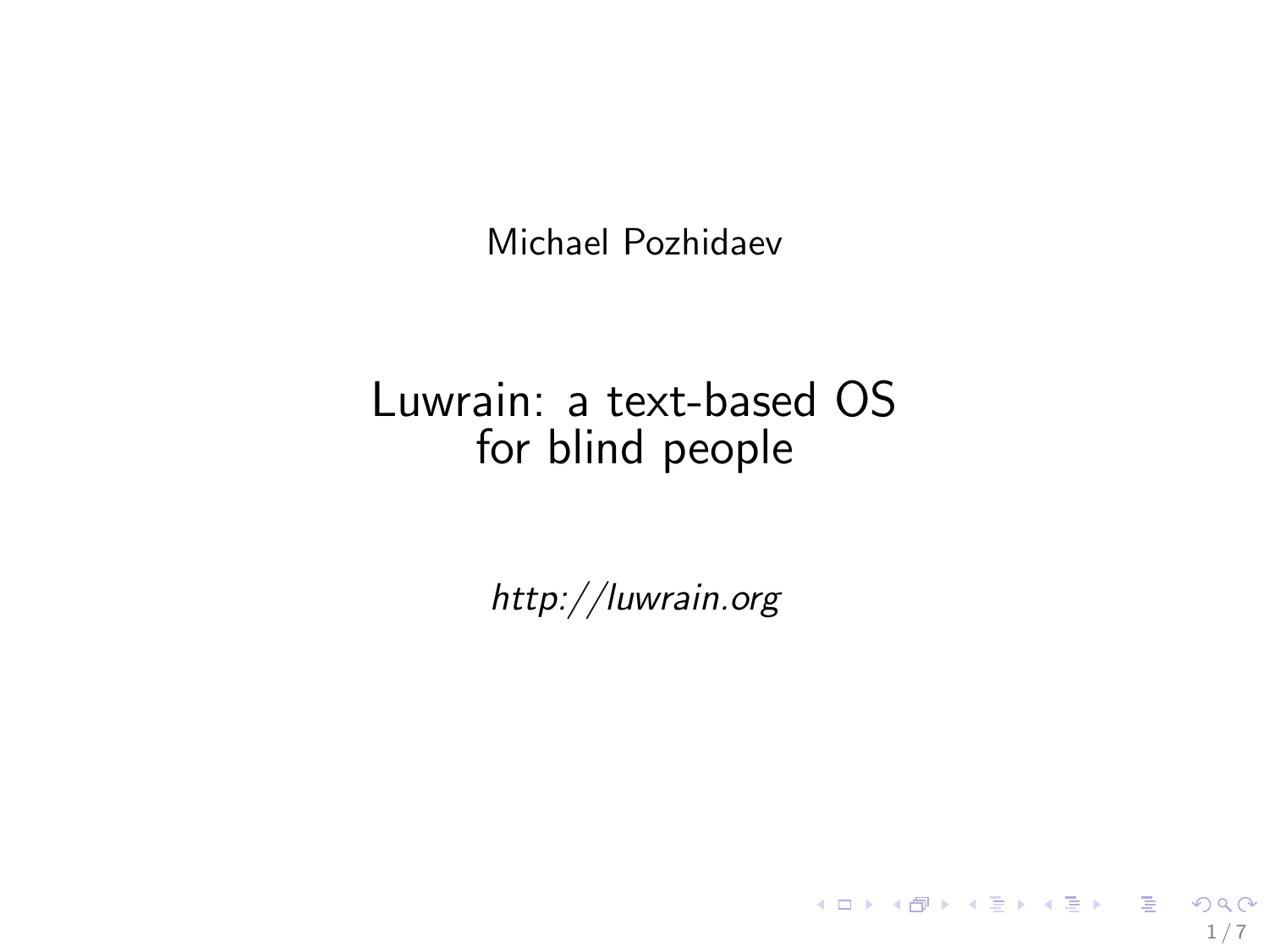Michael Pozhidaev

# Luwrain: a text-based OS for blind people

*http://luwrain.org*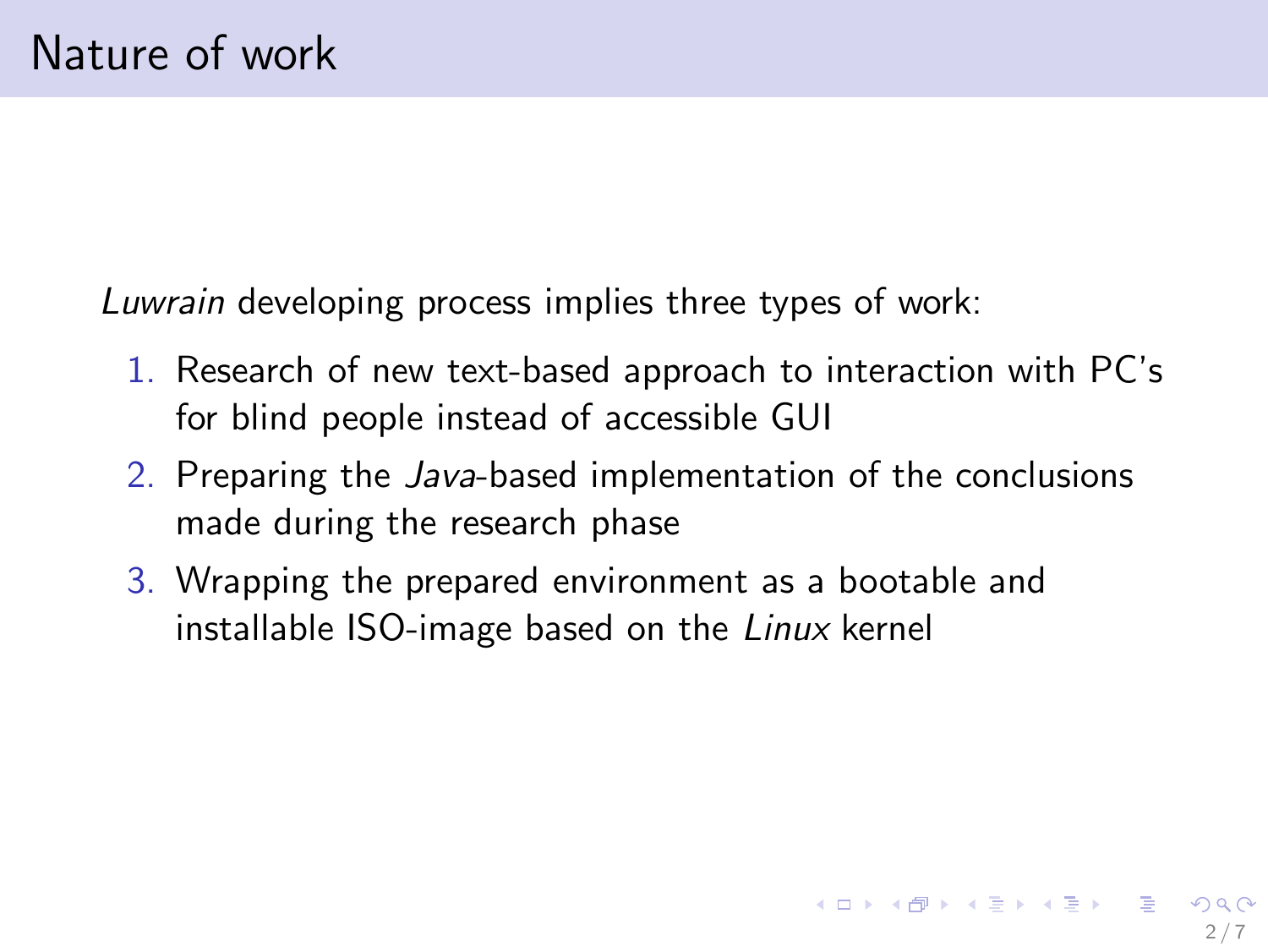# Nature of work

*Luwrain* developing process implies three types of work:

1. Research of new text-based approach to interaction with PC's for blind people instead of accessible GUI
2. Preparing the *Java*-based implementation of the conclusions made during the research phase
3. Wrapping the prepared environment as a bootable and installable ISO-image based on the *Linux* kernel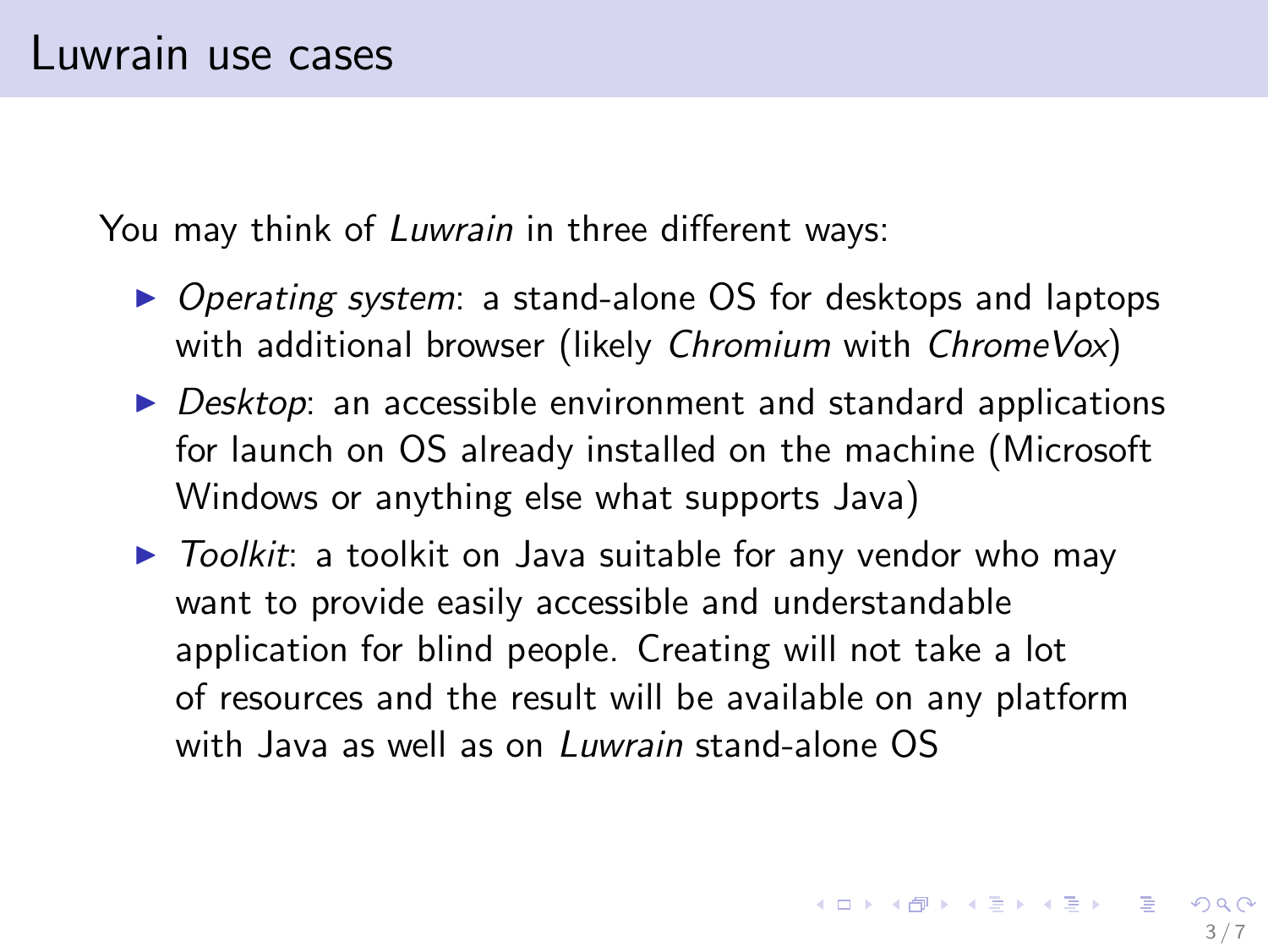# Luwrain use cases

You may think of *Luwrain* in three different ways:

- *Operating system*: a stand-alone OS for desktops and laptops with additional browser (likely *Chromium* with *ChromeVox*)
- *Desktop*: an accessible environment and standard applications for launch on OS already installed on the machine (Microsoft Windows or anything else what supports Java)
- *Toolkit*: a toolkit on Java suitable for any vendor who may want to provide easily accessible and understandable application for blind people. Creating will not take a lot of resources and the result will be available on any platform with Java as well as on *Luwrain* stand-alone OS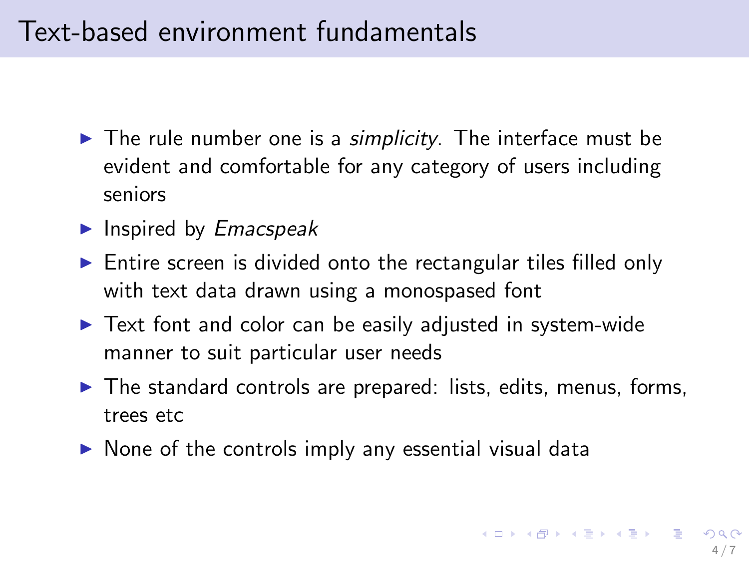# Text-based environment fundamentals

- The rule number one is a *simplicity*. The interface must be evident and comfortable for any category of users including seniors
- Inspired by *Emacspeak*
- Entire screen is divided onto the rectangular tiles filled only with text data drawn using a monospased font
- Text font and color can be easily adjusted in system-wide manner to suit particular user needs
- The standard controls are prepared: lists, edits, menus, forms, trees etc
- None of the controls imply any essential visual data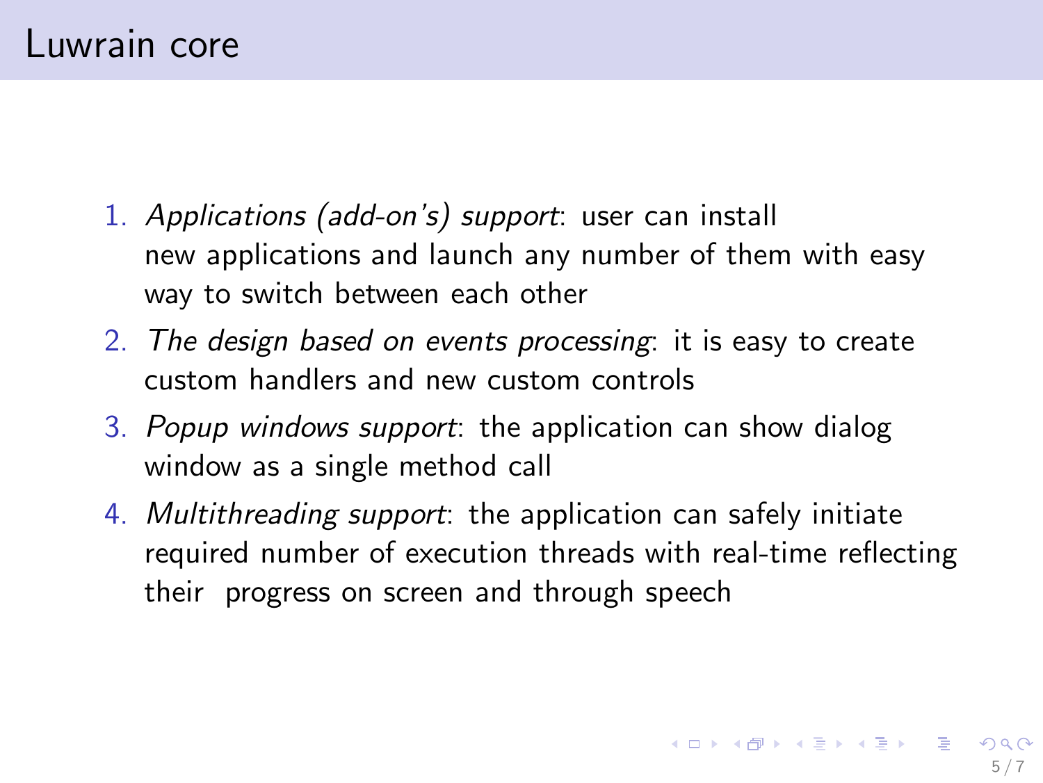# Luwrain core

1. *Applications (add-on's) support*: user can install new applications and launch any number of them with easy way to switch between each other
2. *The design based on events processing*: it is easy to create custom handlers and new custom controls
3. *Popup windows support*: the application can show dialog window as a single method call
4. *Multithreading support*: the application can safely initiate required number of execution threads with real-time reflecting their progress on screen and through speech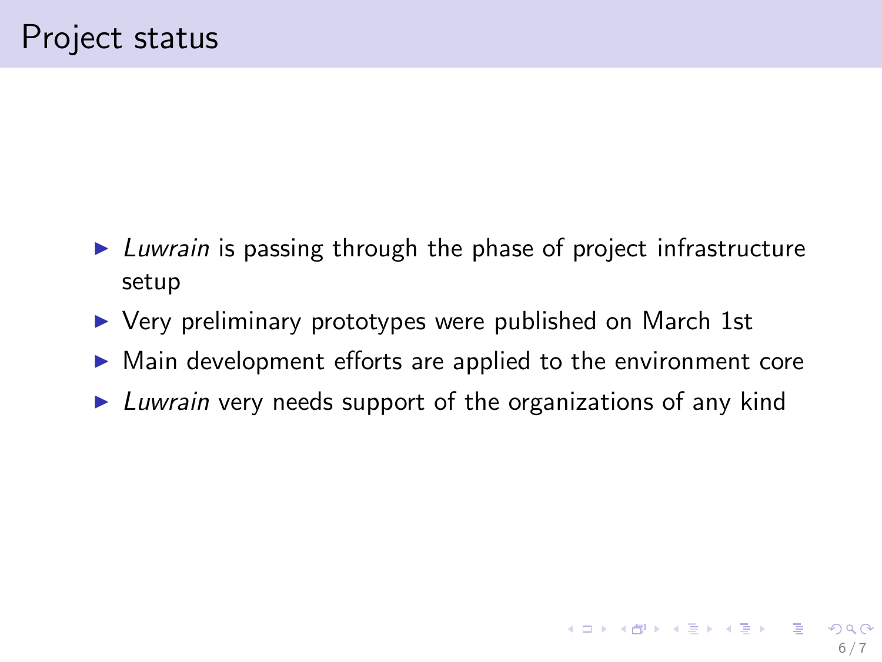# Project status

- *Luwrain* is passing through the phase of project infrastructure setup
- Very preliminary prototypes were published on March 1st
- Main development efforts are applied to the environment core
- *Luwrain* very needs support of the organizations of any kind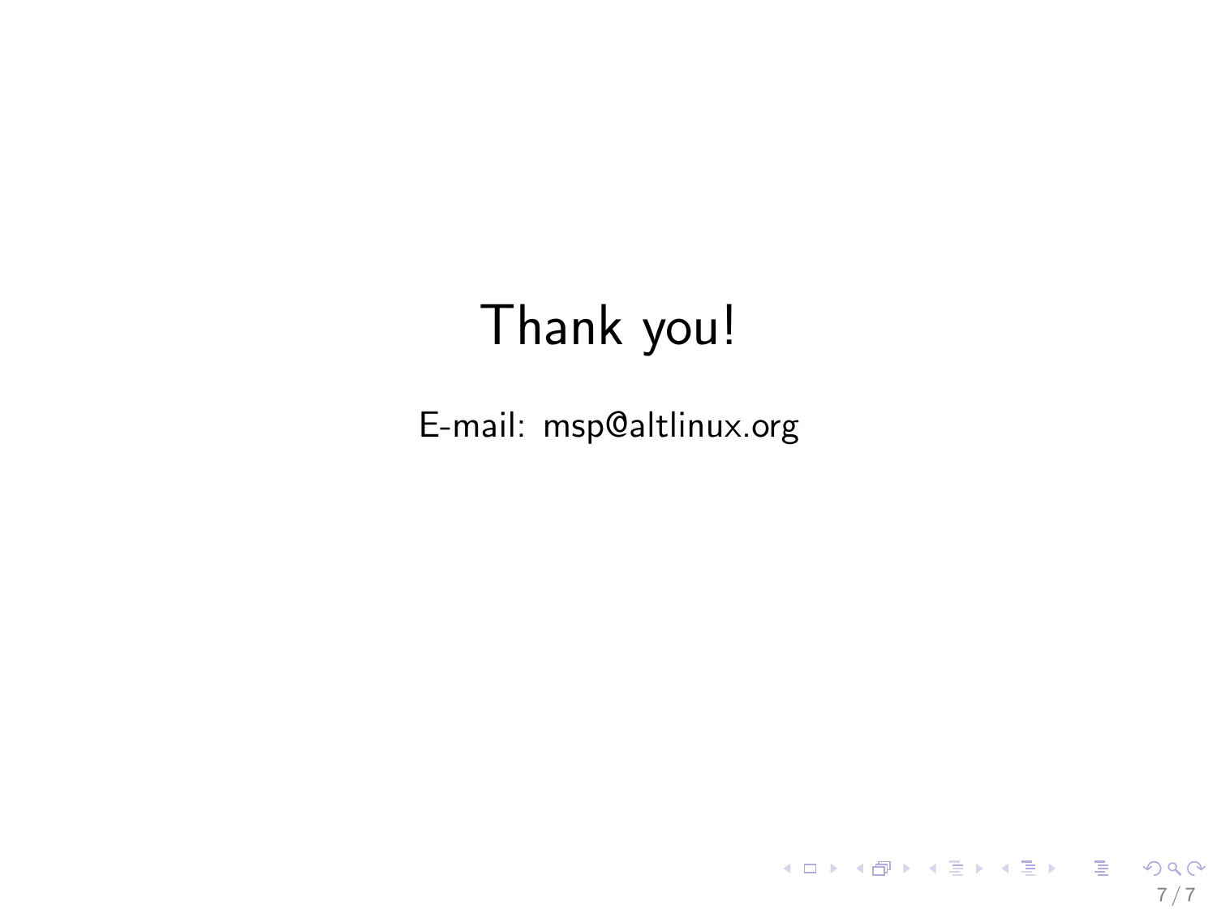# Thank you!

E-mail: msp@altlinux.org